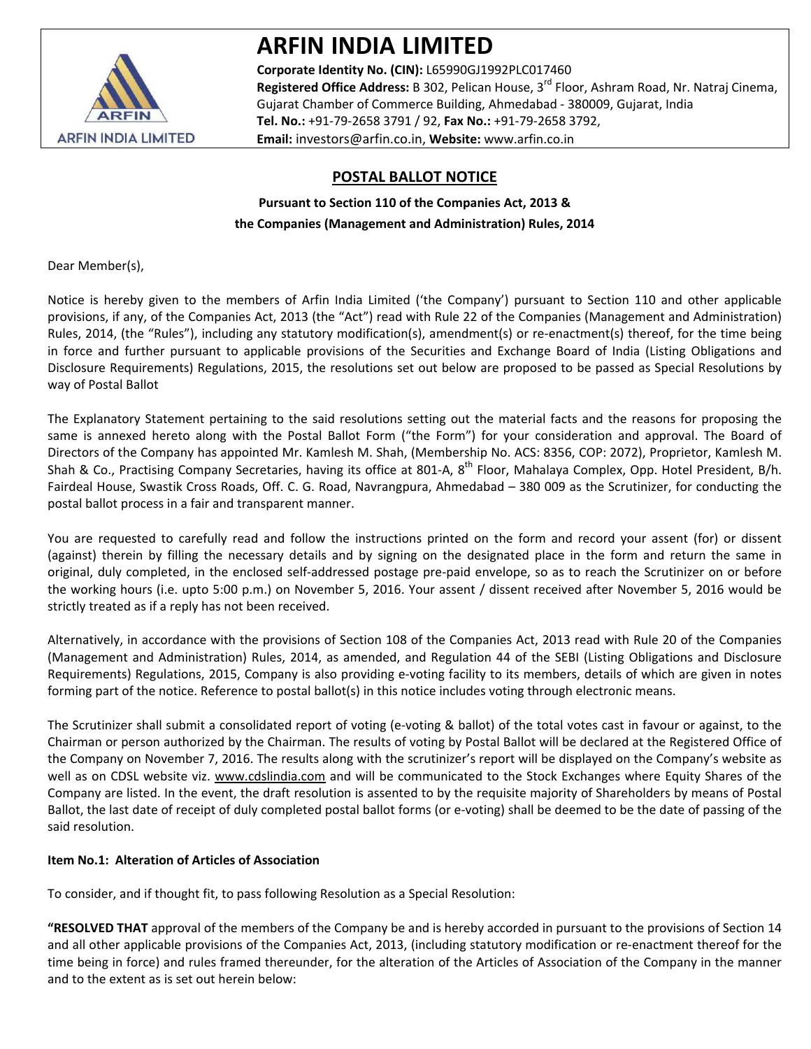# ARFIN INDIA LIMITED

**Corporate Identity No. (CIN):** L65990GJ1992PLC017460
**Registered Office Address:** B 302, Pelican House, 3rd Floor, Ashram Road, Nr. Natraj Cinema, Gujarat Chamber of Commerce Building, Ahmedabad - 380009, Gujarat, India
**Tel. No.:** +91-79-2658 3791 / 92, **Fax No.:** +91-79-2658 3792,
**Email:** investors@arfin.co.in, **Website:** www.arfin.co.in

## POSTAL BALLOT NOTICE

**Pursuant to Section 110 of the Companies Act, 2013 &**
**the Companies (Management and Administration) Rules, 2014**

Dear Member(s),

Notice is hereby given to the members of Arfin India Limited ('the Company') pursuant to Section 110 and other applicable provisions, if any, of the Companies Act, 2013 (the "Act") read with Rule 22 of the Companies (Management and Administration) Rules, 2014, (the "Rules"), including any statutory modification(s), amendment(s) or re-enactment(s) thereof, for the time being in force and further pursuant to applicable provisions of the Securities and Exchange Board of India (Listing Obligations and Disclosure Requirements) Regulations, 2015, the resolutions set out below are proposed to be passed as Special Resolutions by way of Postal Ballot

The Explanatory Statement pertaining to the said resolutions setting out the material facts and the reasons for proposing the same is annexed hereto along with the Postal Ballot Form ("the Form") for your consideration and approval. The Board of Directors of the Company has appointed Mr. Kamlesh M. Shah, (Membership No. ACS: 8356, COP: 2072), Proprietor, Kamlesh M. Shah & Co., Practising Company Secretaries, having its office at 801-A, 8th Floor, Mahalaya Complex, Opp. Hotel President, B/h. Fairdeal House, Swastik Cross Roads, Off. C. G. Road, Navrangpura, Ahmedabad – 380 009 as the Scrutinizer, for conducting the postal ballot process in a fair and transparent manner.

You are requested to carefully read and follow the instructions printed on the form and record your assent (for) or dissent (against) therein by filling the necessary details and by signing on the designated place in the form and return the same in original, duly completed, in the enclosed self-addressed postage pre-paid envelope, so as to reach the Scrutinizer on or before the working hours (i.e. upto 5:00 p.m.) on November 5, 2016. Your assent / dissent received after November 5, 2016 would be strictly treated as if a reply has not been received.

Alternatively, in accordance with the provisions of Section 108 of the Companies Act, 2013 read with Rule 20 of the Companies (Management and Administration) Rules, 2014, as amended, and Regulation 44 of the SEBI (Listing Obligations and Disclosure Requirements) Regulations, 2015, Company is also providing e-voting facility to its members, details of which are given in notes forming part of the notice. Reference to postal ballot(s) in this notice includes voting through electronic means.

The Scrutinizer shall submit a consolidated report of voting (e-voting & ballot) of the total votes cast in favour or against, to the Chairman or person authorized by the Chairman. The results of voting by Postal Ballot will be declared at the Registered Office of the Company on November 7, 2016. The results along with the scrutinizer's report will be displayed on the Company's website as well as on CDSL website viz. www.cdslindia.com and will be communicated to the Stock Exchanges where Equity Shares of the Company are listed. In the event, the draft resolution is assented to by the requisite majority of Shareholders by means of Postal Ballot, the last date of receipt of duly completed postal ballot forms (or e-voting) shall be deemed to be the date of passing of the said resolution.

**Item No.1: Alteration of Articles of Association**

To consider, and if thought fit, to pass following Resolution as a Special Resolution:

**"RESOLVED THAT** approval of the members of the Company be and is hereby accorded in pursuant to the provisions of Section 14 and all other applicable provisions of the Companies Act, 2013, (including statutory modification or re-enactment thereof for the time being in force) and rules framed thereunder, for the alteration of the Articles of Association of the Company in the manner and to the extent as is set out herein below: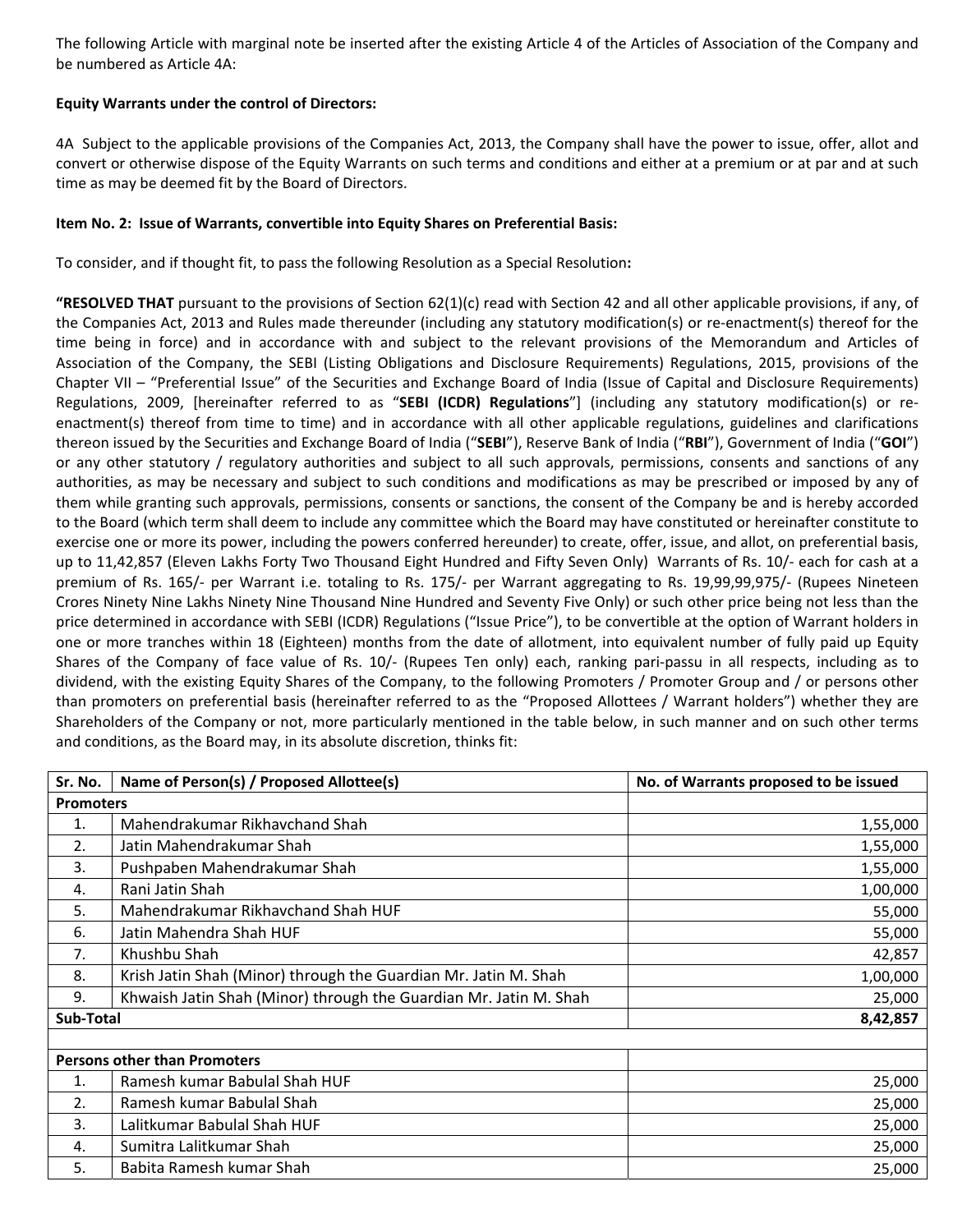The following Article with marginal note be inserted after the existing Article 4 of the Articles of Association of the Company and be numbered as Article 4A:

**Equity Warrants under the control of Directors:**

4A Subject to the applicable provisions of the Companies Act, 2013, the Company shall have the power to issue, offer, allot and convert or otherwise dispose of the Equity Warrants on such terms and conditions and either at a premium or at par and at such time as may be deemed fit by the Board of Directors.

**Item No. 2: Issue of Warrants, convertible into Equity Shares on Preferential Basis:**

To consider, and if thought fit, to pass the following Resolution as a Special Resolution**:**

**"RESOLVED THAT** pursuant to the provisions of Section 62(1)(c) read with Section 42 and all other applicable provisions, if any, of the Companies Act, 2013 and Rules made thereunder (including any statutory modification(s) or re-enactment(s) thereof for the time being in force) and in accordance with and subject to the relevant provisions of the Memorandum and Articles of Association of the Company, the SEBI (Listing Obligations and Disclosure Requirements) Regulations, 2015, provisions of the Chapter VII – "Preferential Issue" of the Securities and Exchange Board of India (Issue of Capital and Disclosure Requirements) Regulations, 2009, [hereinafter referred to as "**SEBI (ICDR) Regulations**"] (including any statutory modification(s) or re-enactment(s) thereof from time to time) and in accordance with all other applicable regulations, guidelines and clarifications thereon issued by the Securities and Exchange Board of India ("**SEBI**"), Reserve Bank of India ("**RBI**"), Government of India ("**GOI**") or any other statutory / regulatory authorities and subject to all such approvals, permissions, consents and sanctions of any authorities, as may be necessary and subject to such conditions and modifications as may be prescribed or imposed by any of them while granting such approvals, permissions, consents or sanctions, the consent of the Company be and is hereby accorded to the Board (which term shall deem to include any committee which the Board may have constituted or hereinafter constitute to exercise one or more its power, including the powers conferred hereunder) to create, offer, issue, and allot, on preferential basis, up to 11,42,857 (Eleven Lakhs Forty Two Thousand Eight Hundred and Fifty Seven Only) Warrants of Rs. 10/- each for cash at a premium of Rs. 165/- per Warrant i.e. totaling to Rs. 175/- per Warrant aggregating to Rs. 19,99,99,975/- (Rupees Nineteen Crores Ninety Nine Lakhs Ninety Nine Thousand Nine Hundred and Seventy Five Only) or such other price being not less than the price determined in accordance with SEBI (ICDR) Regulations ("Issue Price"), to be convertible at the option of Warrant holders in one or more tranches within 18 (Eighteen) months from the date of allotment, into equivalent number of fully paid up Equity Shares of the Company of face value of Rs. 10/- (Rupees Ten only) each, ranking pari-passu in all respects, including as to dividend, with the existing Equity Shares of the Company, to the following Promoters / Promoter Group and / or persons other than promoters on preferential basis (hereinafter referred to as the "Proposed Allottees / Warrant holders") whether they are Shareholders of the Company or not, more particularly mentioned in the table below, in such manner and on such other terms and conditions, as the Board may, in its absolute discretion, thinks fit:

| Sr. No. | Name of Person(s) / Proposed Allottee(s) | No. of Warrants proposed to be issued |
|---|---|---|
| **Promoters** | | |
| 1. | Mahendrakumar Rikhavchand Shah | 1,55,000 |
| 2. | Jatin Mahendrakumar Shah | 1,55,000 |
| 3. | Pushpaben Mahendrakumar Shah | 1,55,000 |
| 4. | Rani Jatin Shah | 1,00,000 |
| 5. | Mahendrakumar Rikhavchand Shah HUF | 55,000 |
| 6. | Jatin Mahendra Shah HUF | 55,000 |
| 7. | Khushbu Shah | 42,857 |
| 8. | Krish Jatin Shah (Minor) through the Guardian Mr. Jatin M. Shah | 1,00,000 |
| 9. | Khwaish Jatin Shah (Minor) through the Guardian Mr. Jatin M. Shah | 25,000 |
| **Sub-Total** | | **8,42,857** |
| | | |
| **Persons other than Promoters** | | |
| 1. | Ramesh kumar Babulal Shah HUF | 25,000 |
| 2. | Ramesh kumar Babulal Shah | 25,000 |
| 3. | Lalitkumar Babulal Shah HUF | 25,000 |
| 4. | Sumitra Lalitkumar Shah | 25,000 |
| 5. | Babita Ramesh kumar Shah | 25,000 |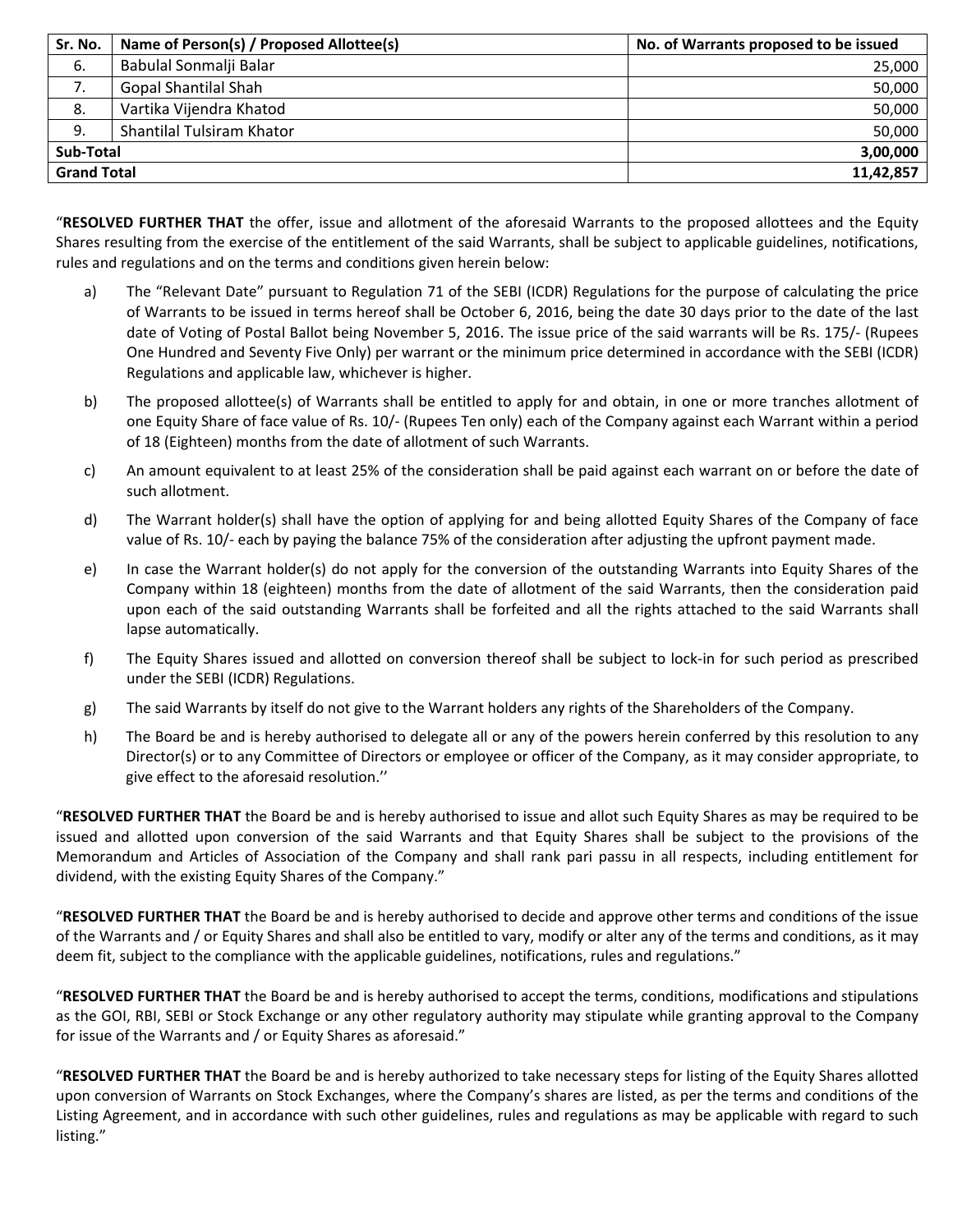| Sr. No. | Name of Person(s) / Proposed Allottee(s) | No. of Warrants proposed to be issued |
|---|---|---|
| 6. | Babulal Sonmalji Balar | 25,000 |
| 7. | Gopal Shantilal Shah | 50,000 |
| 8. | Vartika Vijendra Khatod | 50,000 |
| 9. | Shantilal Tulsiram Khator | 50,000 |
| **Sub-Total** | | **3,00,000** |
| **Grand Total** | | **11,42,857** |

"**RESOLVED FURTHER THAT** the offer, issue and allotment of the aforesaid Warrants to the proposed allottees and the Equity Shares resulting from the exercise of the entitlement of the said Warrants, shall be subject to applicable guidelines, notifications, rules and regulations and on the terms and conditions given herein below:

a) The "Relevant Date" pursuant to Regulation 71 of the SEBI (ICDR) Regulations for the purpose of calculating the price of Warrants to be issued in terms hereof shall be October 6, 2016, being the date 30 days prior to the date of the last date of Voting of Postal Ballot being November 5, 2016. The issue price of the said warrants will be Rs. 175/- (Rupees One Hundred and Seventy Five Only) per warrant or the minimum price determined in accordance with the SEBI (ICDR) Regulations and applicable law, whichever is higher.

b) The proposed allottee(s) of Warrants shall be entitled to apply for and obtain, in one or more tranches allotment of one Equity Share of face value of Rs. 10/- (Rupees Ten only) each of the Company against each Warrant within a period of 18 (Eighteen) months from the date of allotment of such Warrants.

c) An amount equivalent to at least 25% of the consideration shall be paid against each warrant on or before the date of such allotment.

d) The Warrant holder(s) shall have the option of applying for and being allotted Equity Shares of the Company of face value of Rs. 10/- each by paying the balance 75% of the consideration after adjusting the upfront payment made.

e) In case the Warrant holder(s) do not apply for the conversion of the outstanding Warrants into Equity Shares of the Company within 18 (eighteen) months from the date of allotment of the said Warrants, then the consideration paid upon each of the said outstanding Warrants shall be forfeited and all the rights attached to the said Warrants shall lapse automatically.

f) The Equity Shares issued and allotted on conversion thereof shall be subject to lock-in for such period as prescribed under the SEBI (ICDR) Regulations.

g) The said Warrants by itself do not give to the Warrant holders any rights of the Shareholders of the Company.

h) The Board be and is hereby authorised to delegate all or any of the powers herein conferred by this resolution to any Director(s) or to any Committee of Directors or employee or officer of the Company, as it may consider appropriate, to give effect to the aforesaid resolution.''

"**RESOLVED FURTHER THAT** the Board be and is hereby authorised to issue and allot such Equity Shares as may be required to be issued and allotted upon conversion of the said Warrants and that Equity Shares shall be subject to the provisions of the Memorandum and Articles of Association of the Company and shall rank pari passu in all respects, including entitlement for dividend, with the existing Equity Shares of the Company."

"**RESOLVED FURTHER THAT** the Board be and is hereby authorised to decide and approve other terms and conditions of the issue of the Warrants and / or Equity Shares and shall also be entitled to vary, modify or alter any of the terms and conditions, as it may deem fit, subject to the compliance with the applicable guidelines, notifications, rules and regulations."

"**RESOLVED FURTHER THAT** the Board be and is hereby authorised to accept the terms, conditions, modifications and stipulations as the GOI, RBI, SEBI or Stock Exchange or any other regulatory authority may stipulate while granting approval to the Company for issue of the Warrants and / or Equity Shares as aforesaid."

"**RESOLVED FURTHER THAT** the Board be and is hereby authorized to take necessary steps for listing of the Equity Shares allotted upon conversion of Warrants on Stock Exchanges, where the Company's shares are listed, as per the terms and conditions of the Listing Agreement, and in accordance with such other guidelines, rules and regulations as may be applicable with regard to such listing."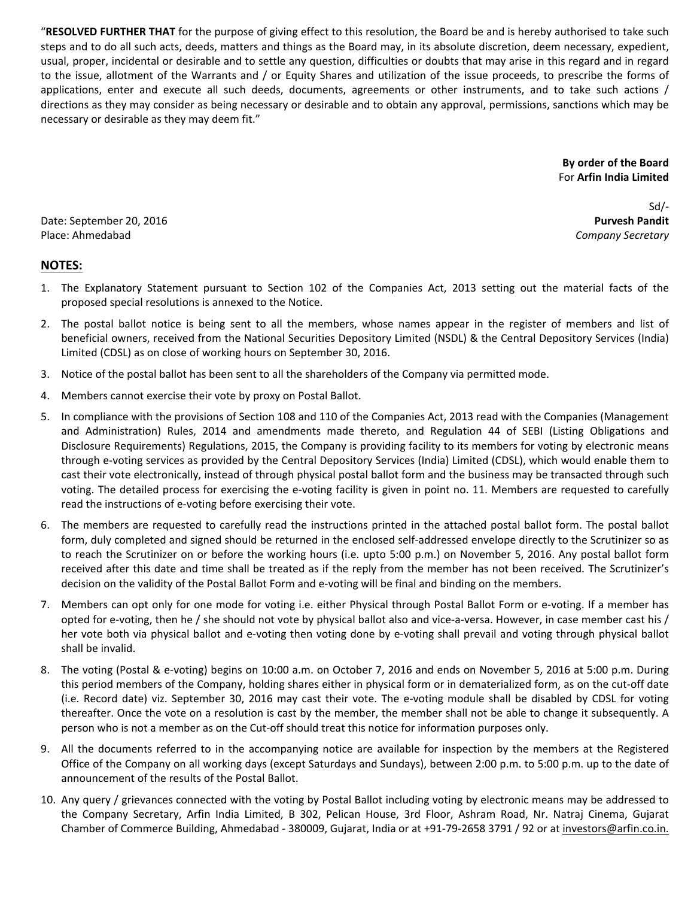"**RESOLVED FURTHER THAT** for the purpose of giving effect to this resolution, the Board be and is hereby authorised to take such steps and to do all such acts, deeds, matters and things as the Board may, in its absolute discretion, deem necessary, expedient, usual, proper, incidental or desirable and to settle any question, difficulties or doubts that may arise in this regard and in regard to the issue, allotment of the Warrants and / or Equity Shares and utilization of the issue proceeds, to prescribe the forms of applications, enter and execute all such deeds, documents, agreements or other instruments, and to take such actions / directions as they may consider as being necessary or desirable and to obtain any approval, permissions, sanctions which may be necessary or desirable as they may deem fit."

**By order of the Board**
For **Arfin India Limited**

Sd/-
**Purvesh Pandit**
*Company Secretary*

Date: September 20, 2016
Place: Ahmedabad

## NOTES:

1. The Explanatory Statement pursuant to Section 102 of the Companies Act, 2013 setting out the material facts of the proposed special resolutions is annexed to the Notice.
2. The postal ballot notice is being sent to all the members, whose names appear in the register of members and list of beneficial owners, received from the National Securities Depository Limited (NSDL) & the Central Depository Services (India) Limited (CDSL) as on close of working hours on September 30, 2016.
3. Notice of the postal ballot has been sent to all the shareholders of the Company via permitted mode.
4. Members cannot exercise their vote by proxy on Postal Ballot.
5. In compliance with the provisions of Section 108 and 110 of the Companies Act, 2013 read with the Companies (Management and Administration) Rules, 2014 and amendments made thereto, and Regulation 44 of SEBI (Listing Obligations and Disclosure Requirements) Regulations, 2015, the Company is providing facility to its members for voting by electronic means through e-voting services as provided by the Central Depository Services (India) Limited (CDSL), which would enable them to cast their vote electronically, instead of through physical postal ballot form and the business may be transacted through such voting. The detailed process for exercising the e-voting facility is given in point no. 11. Members are requested to carefully read the instructions of e-voting before exercising their vote.
6. The members are requested to carefully read the instructions printed in the attached postal ballot form. The postal ballot form, duly completed and signed should be returned in the enclosed self-addressed envelope directly to the Scrutinizer so as to reach the Scrutinizer on or before the working hours (i.e. upto 5:00 p.m.) on November 5, 2016. Any postal ballot form received after this date and time shall be treated as if the reply from the member has not been received. The Scrutinizer's decision on the validity of the Postal Ballot Form and e-voting will be final and binding on the members.
7. Members can opt only for one mode for voting i.e. either Physical through Postal Ballot Form or e-voting. If a member has opted for e-voting, then he / she should not vote by physical ballot also and vice-a-versa. However, in case member cast his / her vote both via physical ballot and e-voting then voting done by e-voting shall prevail and voting through physical ballot shall be invalid.
8. The voting (Postal & e-voting) begins on 10:00 a.m. on October 7, 2016 and ends on November 5, 2016 at 5:00 p.m. During this period members of the Company, holding shares either in physical form or in dematerialized form, as on the cut-off date (i.e. Record date) viz. September 30, 2016 may cast their vote. The e-voting module shall be disabled by CDSL for voting thereafter. Once the vote on a resolution is cast by the member, the member shall not be able to change it subsequently. A person who is not a member as on the Cut-off should treat this notice for information purposes only.
9. All the documents referred to in the accompanying notice are available for inspection by the members at the Registered Office of the Company on all working days (except Saturdays and Sundays), between 2:00 p.m. to 5:00 p.m. up to the date of announcement of the results of the Postal Ballot.
10. Any query / grievances connected with the voting by Postal Ballot including voting by electronic means may be addressed to the Company Secretary, Arfin India Limited, B 302, Pelican House, 3rd Floor, Ashram Road, Nr. Natraj Cinema, Gujarat Chamber of Commerce Building, Ahmedabad - 380009, Gujarat, India or at +91-79-2658 3791 / 92 or at investors@arfin.co.in.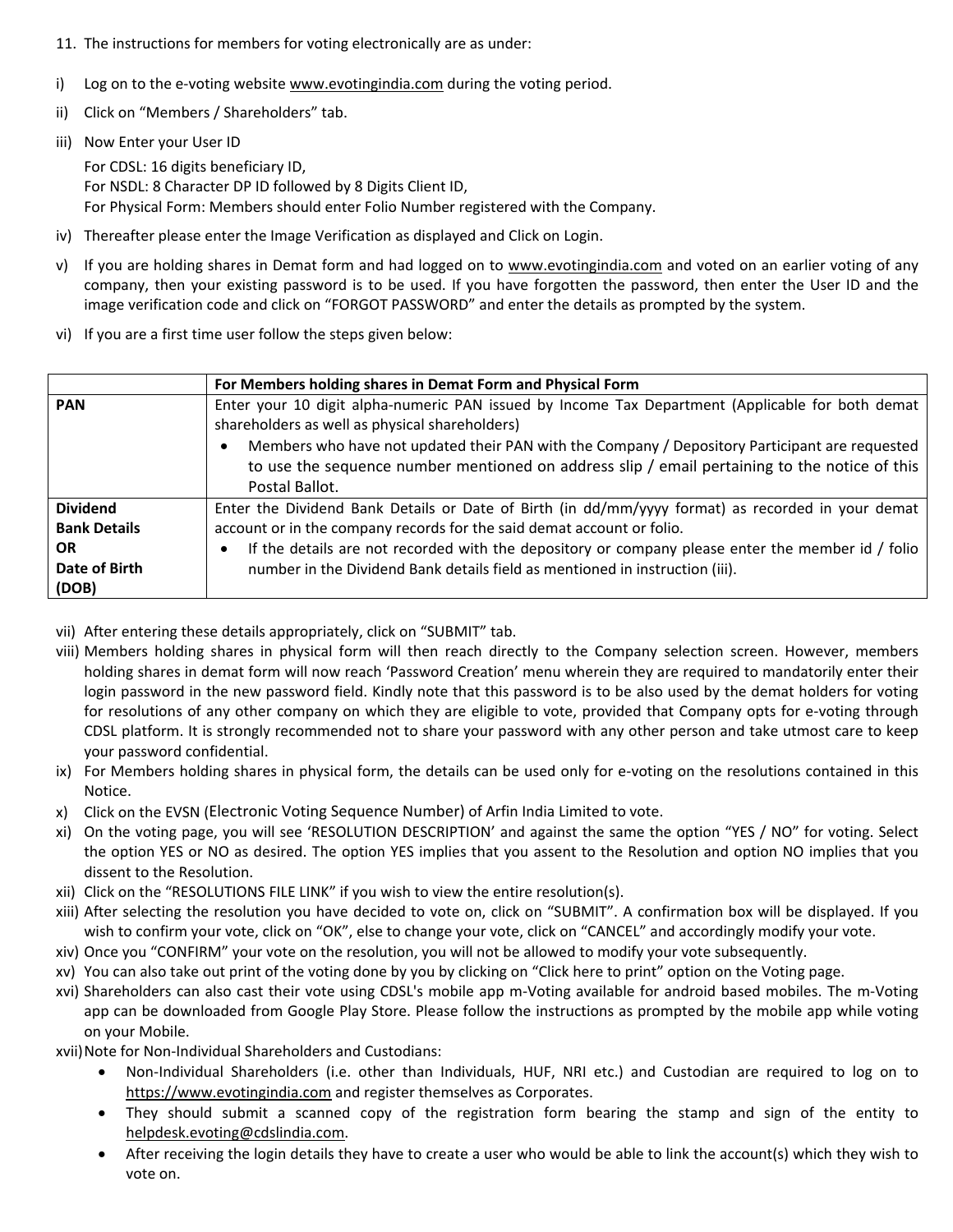11. The instructions for members for voting electronically are as under:

i) Log on to the e-voting website www.evotingindia.com during the voting period.

ii) Click on "Members / Shareholders" tab.

iii) Now Enter your User ID

For CDSL: 16 digits beneficiary ID,
For NSDL: 8 Character DP ID followed by 8 Digits Client ID,
For Physical Form: Members should enter Folio Number registered with the Company.

iv) Thereafter please enter the Image Verification as displayed and Click on Login.

v) If you are holding shares in Demat form and had logged on to www.evotingindia.com and voted on an earlier voting of any company, then your existing password is to be used. If you have forgotten the password, then enter the User ID and the image verification code and click on "FORGOT PASSWORD" and enter the details as prompted by the system.

vi) If you are a first time user follow the steps given below:

| | **For Members holding shares in Demat Form and Physical Form** |
|---|---|
| **PAN** | Enter your 10 digit alpha-numeric PAN issued by Income Tax Department (Applicable for both demat shareholders as well as physical shareholders)<br>• Members who have not updated their PAN with the Company / Depository Participant are requested to use the sequence number mentioned on address slip / email pertaining to the notice of this Postal Ballot. |
| **Dividend Bank Details OR Date of Birth (DOB)** | Enter the Dividend Bank Details or Date of Birth (in dd/mm/yyyy format) as recorded in your demat account or in the company records for the said demat account or folio.<br>• If the details are not recorded with the depository or company please enter the member id / folio number in the Dividend Bank details field as mentioned in instruction (iii). |

vii) After entering these details appropriately, click on "SUBMIT" tab.

viii) Members holding shares in physical form will then reach directly to the Company selection screen. However, members holding shares in demat form will now reach 'Password Creation' menu wherein they are required to mandatorily enter their login password in the new password field. Kindly note that this password is to be also used by the demat holders for voting for resolutions of any other company on which they are eligible to vote, provided that Company opts for e-voting through CDSL platform. It is strongly recommended not to share your password with any other person and take utmost care to keep your password confidential.

ix) For Members holding shares in physical form, the details can be used only for e-voting on the resolutions contained in this Notice.

x) Click on the EVSN (Electronic Voting Sequence Number) of Arfin India Limited to vote.

xi) On the voting page, you will see 'RESOLUTION DESCRIPTION' and against the same the option "YES / NO" for voting. Select the option YES or NO as desired. The option YES implies that you assent to the Resolution and option NO implies that you dissent to the Resolution.

xii) Click on the "RESOLUTIONS FILE LINK" if you wish to view the entire resolution(s).

xiii) After selecting the resolution you have decided to vote on, click on "SUBMIT". A confirmation box will be displayed. If you wish to confirm your vote, click on "OK", else to change your vote, click on "CANCEL" and accordingly modify your vote.

xiv) Once you "CONFIRM" your vote on the resolution, you will not be allowed to modify your vote subsequently.

xv) You can also take out print of the voting done by you by clicking on "Click here to print" option on the Voting page.

xvi) Shareholders can also cast their vote using CDSL's mobile app m-Voting available for android based mobiles. The m-Voting app can be downloaded from Google Play Store. Please follow the instructions as prompted by the mobile app while voting on your Mobile.

xvii) Note for Non-Individual Shareholders and Custodians:

- Non-Individual Shareholders (i.e. other than Individuals, HUF, NRI etc.) and Custodian are required to log on to https://www.evotingindia.com and register themselves as Corporates.
- They should submit a scanned copy of the registration form bearing the stamp and sign of the entity to helpdesk.evoting@cdslindia.com.
- After receiving the login details they have to create a user who would be able to link the account(s) which they wish to vote on.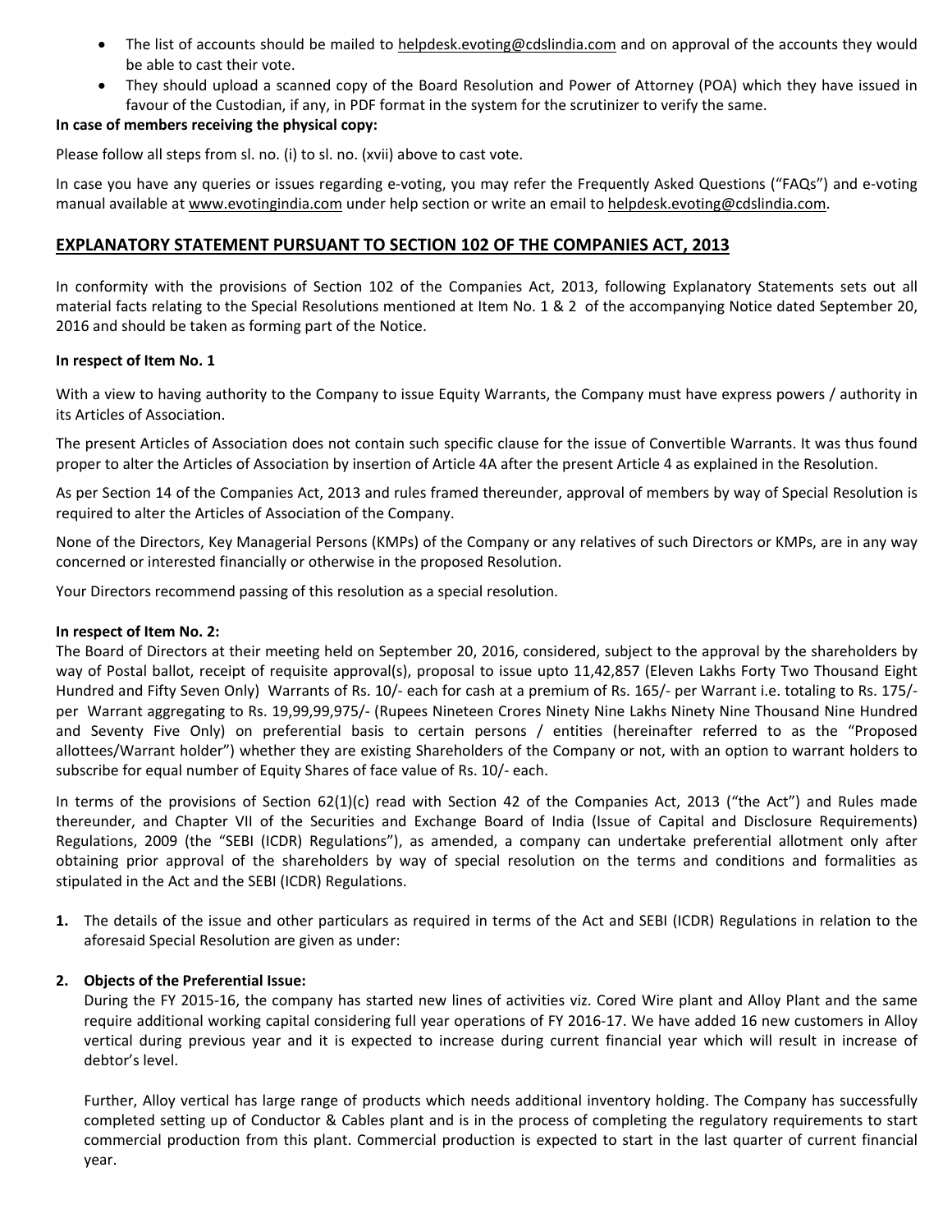- The list of accounts should be mailed to helpdesk.evoting@cdslindia.com and on approval of the accounts they would be able to cast their vote.
- They should upload a scanned copy of the Board Resolution and Power of Attorney (POA) which they have issued in favour of the Custodian, if any, in PDF format in the system for the scrutinizer to verify the same.

**In case of members receiving the physical copy:**

Please follow all steps from sl. no. (i) to sl. no. (xvii) above to cast vote.

In case you have any queries or issues regarding e-voting, you may refer the Frequently Asked Questions ("FAQs") and e-voting manual available at www.evotingindia.com under help section or write an email to helpdesk.evoting@cdslindia.com.

## EXPLANATORY STATEMENT PURSUANT TO SECTION 102 OF THE COMPANIES ACT, 2013

In conformity with the provisions of Section 102 of the Companies Act, 2013, following Explanatory Statements sets out all material facts relating to the Special Resolutions mentioned at Item No. 1 & 2 of the accompanying Notice dated September 20, 2016 and should be taken as forming part of the Notice.

**In respect of Item No. 1**

With a view to having authority to the Company to issue Equity Warrants, the Company must have express powers / authority in its Articles of Association.

The present Articles of Association does not contain such specific clause for the issue of Convertible Warrants. It was thus found proper to alter the Articles of Association by insertion of Article 4A after the present Article 4 as explained in the Resolution.

As per Section 14 of the Companies Act, 2013 and rules framed thereunder, approval of members by way of Special Resolution is required to alter the Articles of Association of the Company.

None of the Directors, Key Managerial Persons (KMPs) of the Company or any relatives of such Directors or KMPs, are in any way concerned or interested financially or otherwise in the proposed Resolution.

Your Directors recommend passing of this resolution as a special resolution.

**In respect of Item No. 2:**

The Board of Directors at their meeting held on September 20, 2016, considered, subject to the approval by the shareholders by way of Postal ballot, receipt of requisite approval(s), proposal to issue upto 11,42,857 (Eleven Lakhs Forty Two Thousand Eight Hundred and Fifty Seven Only) Warrants of Rs. 10/- each for cash at a premium of Rs. 165/- per Warrant i.e. totaling to Rs. 175/- per Warrant aggregating to Rs. 19,99,99,975/- (Rupees Nineteen Crores Ninety Nine Lakhs Ninety Nine Thousand Nine Hundred and Seventy Five Only) on preferential basis to certain persons / entities (hereinafter referred to as the "Proposed allottees/Warrant holder") whether they are existing Shareholders of the Company or not, with an option to warrant holders to subscribe for equal number of Equity Shares of face value of Rs. 10/- each.

In terms of the provisions of Section 62(1)(c) read with Section 42 of the Companies Act, 2013 ("the Act") and Rules made thereunder, and Chapter VII of the Securities and Exchange Board of India (Issue of Capital and Disclosure Requirements) Regulations, 2009 (the "SEBI (ICDR) Regulations"), as amended, a company can undertake preferential allotment only after obtaining prior approval of the shareholders by way of special resolution on the terms and conditions and formalities as stipulated in the Act and the SEBI (ICDR) Regulations.

1. The details of the issue and other particulars as required in terms of the Act and SEBI (ICDR) Regulations in relation to the aforesaid Special Resolution are given as under:

2. **Objects of the Preferential Issue:**

   During the FY 2015-16, the company has started new lines of activities viz. Cored Wire plant and Alloy Plant and the same require additional working capital considering full year operations of FY 2016-17. We have added 16 new customers in Alloy vertical during previous year and it is expected to increase during current financial year which will result in increase of debtor's level.

   Further, Alloy vertical has large range of products which needs additional inventory holding. The Company has successfully completed setting up of Conductor & Cables plant and is in the process of completing the regulatory requirements to start commercial production from this plant. Commercial production is expected to start in the last quarter of current financial year.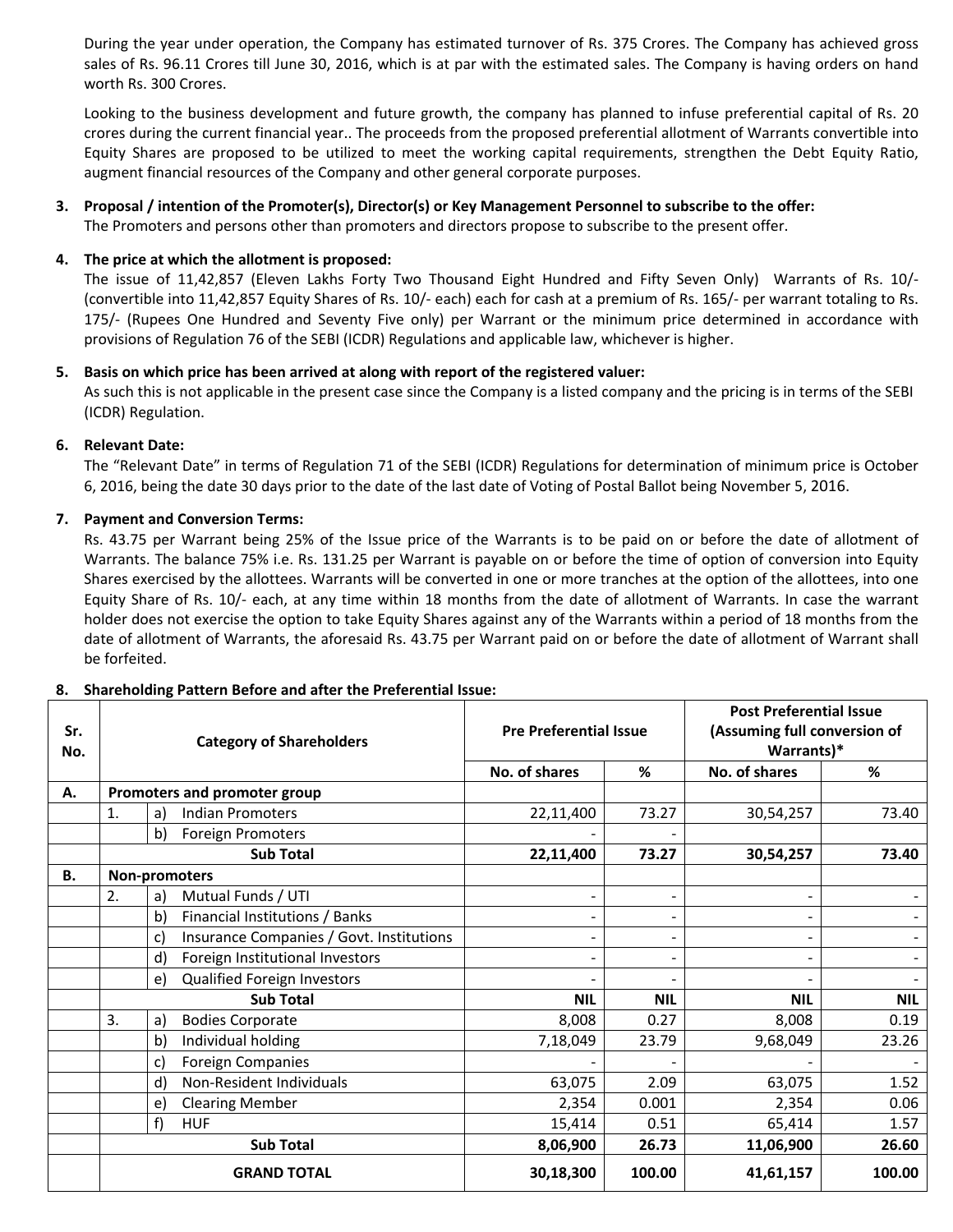During the year under operation, the Company has estimated turnover of Rs. 375 Crores. The Company has achieved gross sales of Rs. 96.11 Crores till June 30, 2016, which is at par with the estimated sales. The Company is having orders on hand worth Rs. 300 Crores.

Looking to the business development and future growth, the company has planned to infuse preferential capital of Rs. 20 crores during the current financial year.. The proceeds from the proposed preferential allotment of Warrants convertible into Equity Shares are proposed to be utilized to meet the working capital requirements, strengthen the Debt Equity Ratio, augment financial resources of the Company and other general corporate purposes.

**3. Proposal / intention of the Promoter(s), Director(s) or Key Management Personnel to subscribe to the offer:**
The Promoters and persons other than promoters and directors propose to subscribe to the present offer.

**4. The price at which the allotment is proposed:**
The issue of 11,42,857 (Eleven Lakhs Forty Two Thousand Eight Hundred and Fifty Seven Only) Warrants of Rs. 10/- (convertible into 11,42,857 Equity Shares of Rs. 10/- each) each for cash at a premium of Rs. 165/- per warrant totaling to Rs. 175/- (Rupees One Hundred and Seventy Five only) per Warrant or the minimum price determined in accordance with provisions of Regulation 76 of the SEBI (ICDR) Regulations and applicable law, whichever is higher.

**5. Basis on which price has been arrived at along with report of the registered valuer:**
As such this is not applicable in the present case since the Company is a listed company and the pricing is in terms of the SEBI (ICDR) Regulation.

**6. Relevant Date:**
The "Relevant Date" in terms of Regulation 71 of the SEBI (ICDR) Regulations for determination of minimum price is October 6, 2016, being the date 30 days prior to the date of the last date of Voting of Postal Ballot being November 5, 2016.

**7. Payment and Conversion Terms:**
Rs. 43.75 per Warrant being 25% of the Issue price of the Warrants is to be paid on or before the date of allotment of Warrants. The balance 75% i.e. Rs. 131.25 per Warrant is payable on or before the time of option of conversion into Equity Shares exercised by the allottees. Warrants will be converted in one or more tranches at the option of the allottees, into one Equity Share of Rs. 10/- each, at any time within 18 months from the date of allotment of Warrants. In case the warrant holder does not exercise the option to take Equity Shares against any of the Warrants within a period of 18 months from the date of allotment of Warrants, the aforesaid Rs. 43.75 per Warrant paid on or before the date of allotment of Warrant shall be forfeited.

**8. Shareholding Pattern Before and after the Preferential Issue:**

| Sr. No. | | | Category of Shareholders | Pre Preferential Issue | | Post Preferential Issue (Assuming full conversion of Warrants)* | |
|---|---|---|---|---|---|---|---|
| | | | | No. of shares | % | No. of shares | % |
| A. | Promoters and promoter group | | | | | | |
| | 1. | a) | Indian Promoters | 22,11,400 | 73.27 | 30,54,257 | 73.40 |
| | | b) | Foreign Promoters | - | - | | |
| | | | **Sub Total** | **22,11,400** | **73.27** | **30,54,257** | **73.40** |
| B. | Non-promoters | | | | | | |
| | 2. | a) | Mutual Funds / UTI | - | - | - | - |
| | | b) | Financial Institutions / Banks | - | - | - | - |
| | | c) | Insurance Companies / Govt. Institutions | - | - | - | - |
| | | d) | Foreign Institutional Investors | - | - | - | - |
| | | e) | Qualified Foreign Investors | - | - | - | - |
| | | | **Sub Total** | **NIL** | **NIL** | **NIL** | **NIL** |
| | 3. | a) | Bodies Corporate | 8,008 | 0.27 | 8,008 | 0.19 |
| | | b) | Individual holding | 7,18,049 | 23.79 | 9,68,049 | 23.26 |
| | | c) | Foreign Companies | - | - | - | - |
| | | d) | Non-Resident Individuals | 63,075 | 2.09 | 63,075 | 1.52 |
| | | e) | Clearing Member | 2,354 | 0.001 | 2,354 | 0.06 |
| | | f) | HUF | 15,414 | 0.51 | 65,414 | 1.57 |
| | | | **Sub Total** | **8,06,900** | **26.73** | **11,06,900** | **26.60** |
| | | | **GRAND TOTAL** | **30,18,300** | **100.00** | **41,61,157** | **100.00** |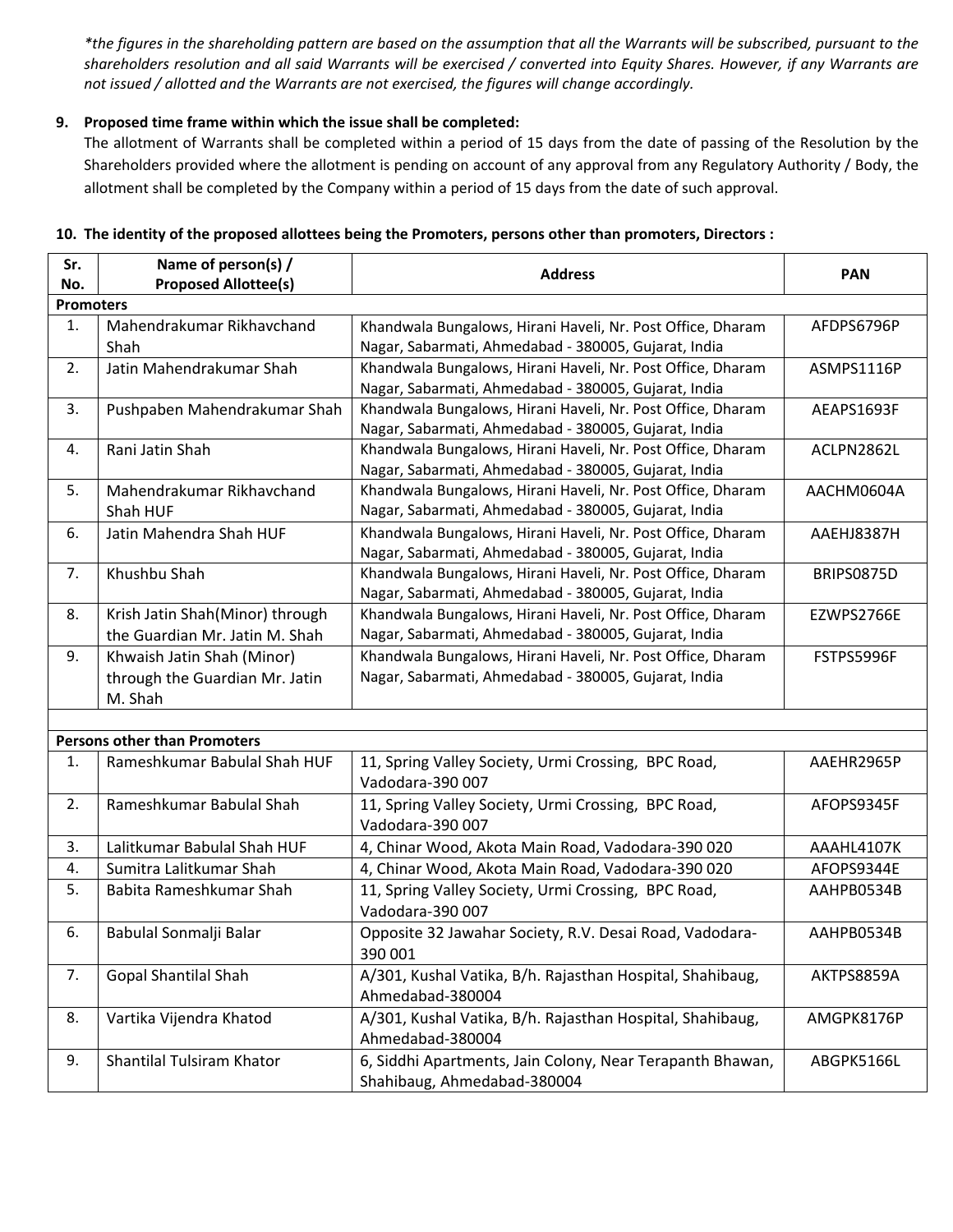*\*the figures in the shareholding pattern are based on the assumption that all the Warrants will be subscribed, pursuant to the shareholders resolution and all said Warrants will be exercised / converted into Equity Shares. However, if any Warrants are not issued / allotted and the Warrants are not exercised, the figures will change accordingly.*

**9. Proposed time frame within which the issue shall be completed:**

The allotment of Warrants shall be completed within a period of 15 days from the date of passing of the Resolution by the Shareholders provided where the allotment is pending on account of any approval from any Regulatory Authority / Body, the allotment shall be completed by the Company within a period of 15 days from the date of such approval.

**10. The identity of the proposed allottees being the Promoters, persons other than promoters, Directors :**

| Sr. No. | Name of person(s) / Proposed Allottee(s) | Address | PAN |
|---|---|---|---|
| **Promoters** | | | |
| 1. | Mahendrakumar Rikhavchand Shah | Khandwala Bungalows, Hirani Haveli, Nr. Post Office, Dharam Nagar, Sabarmati, Ahmedabad - 380005, Gujarat, India | AFDPS6796P |
| 2. | Jatin Mahendrakumar Shah | Khandwala Bungalows, Hirani Haveli, Nr. Post Office, Dharam Nagar, Sabarmati, Ahmedabad - 380005, Gujarat, India | ASMPS1116P |
| 3. | Pushpaben Mahendrakumar Shah | Khandwala Bungalows, Hirani Haveli, Nr. Post Office, Dharam Nagar, Sabarmati, Ahmedabad - 380005, Gujarat, India | AEAPS1693F |
| 4. | Rani Jatin Shah | Khandwala Bungalows, Hirani Haveli, Nr. Post Office, Dharam Nagar, Sabarmati, Ahmedabad - 380005, Gujarat, India | ACLPN2862L |
| 5. | Mahendrakumar Rikhavchand Shah HUF | Khandwala Bungalows, Hirani Haveli, Nr. Post Office, Dharam Nagar, Sabarmati, Ahmedabad - 380005, Gujarat, India | AACHM0604A |
| 6. | Jatin Mahendra Shah HUF | Khandwala Bungalows, Hirani Haveli, Nr. Post Office, Dharam Nagar, Sabarmati, Ahmedabad - 380005, Gujarat, India | AAEHJ8387H |
| 7. | Khushbu Shah | Khandwala Bungalows, Hirani Haveli, Nr. Post Office, Dharam Nagar, Sabarmati, Ahmedabad - 380005, Gujarat, India | BRIPS0875D |
| 8. | Krish Jatin Shah(Minor) through the Guardian Mr. Jatin M. Shah | Khandwala Bungalows, Hirani Haveli, Nr. Post Office, Dharam Nagar, Sabarmati, Ahmedabad - 380005, Gujarat, India | EZWPS2766E |
| 9. | Khwaish Jatin Shah (Minor) through the Guardian Mr. Jatin M. Shah | Khandwala Bungalows, Hirani Haveli, Nr. Post Office, Dharam Nagar, Sabarmati, Ahmedabad - 380005, Gujarat, India | FSTPS5996F |
| | | | |
| **Persons other than Promoters** | | | |
| 1. | Rameshkumar Babulal Shah HUF | 11, Spring Valley Society, Urmi Crossing, BPC Road, Vadodara-390 007 | AAEHR2965P |
| 2. | Rameshkumar Babulal Shah | 11, Spring Valley Society, Urmi Crossing, BPC Road, Vadodara-390 007 | AFOPS9345F |
| 3. | Lalitkumar Babulal Shah HUF | 4, Chinar Wood, Akota Main Road, Vadodara-390 020 | AAAHL4107K |
| 4. | Sumitra Lalitkumar Shah | 4, Chinar Wood, Akota Main Road, Vadodara-390 020 | AFOPS9344E |
| 5. | Babita Rameshkumar Shah | 11, Spring Valley Society, Urmi Crossing, BPC Road, Vadodara-390 007 | AAHPB0534B |
| 6. | Babulal Sonmalji Balar | Opposite 32 Jawahar Society, R.V. Desai Road, Vadodara-390 001 | AAHPB0534B |
| 7. | Gopal Shantilal Shah | A/301, Kushal Vatika, B/h. Rajasthan Hospital, Shahibaug, Ahmedabad-380004 | AKTPS8859A |
| 8. | Vartika Vijendra Khatod | A/301, Kushal Vatika, B/h. Rajasthan Hospital, Shahibaug, Ahmedabad-380004 | AMGPK8176P |
| 9. | Shantilal Tulsiram Khator | 6, Siddhi Apartments, Jain Colony, Near Terapanth Bhawan, Shahibaug, Ahmedabad-380004 | ABGPK5166L |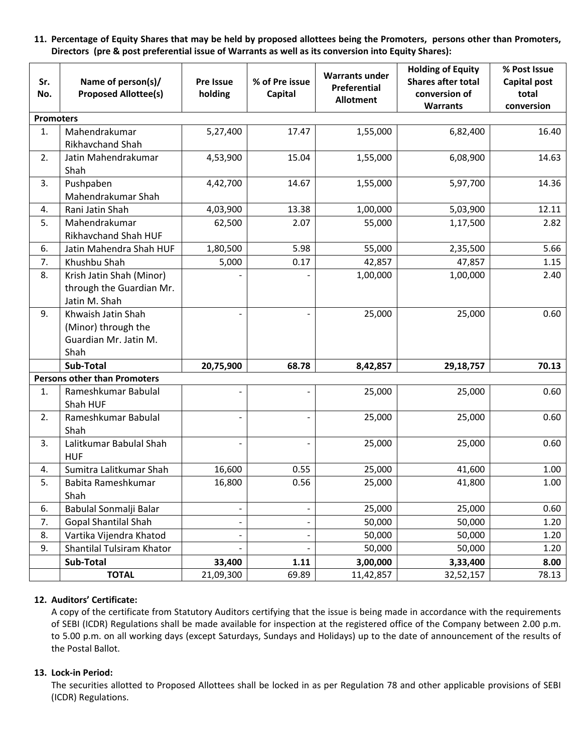**11. Percentage of Equity Shares that may be held by proposed allottees being the Promoters, persons other than Promoters, Directors (pre & post preferential issue of Warrants as well as its conversion into Equity Shares):**

| Sr. No. | Name of person(s)/ Proposed Allottee(s) | Pre Issue holding | % of Pre issue Capital | Warrants under Preferential Allotment | Holding of Equity Shares after total conversion of Warrants | % Post Issue Capital post total conversion |
|---|---|---|---|---|---|---|
| **Promoters** | | | | | | |
| 1. | Mahendrakumar Rikhavchand Shah | 5,27,400 | 17.47 | 1,55,000 | 6,82,400 | 16.40 |
| 2. | Jatin Mahendrakumar Shah | 4,53,900 | 15.04 | 1,55,000 | 6,08,900 | 14.63 |
| 3. | Pushpaben Mahendrakumar Shah | 4,42,700 | 14.67 | 1,55,000 | 5,97,700 | 14.36 |
| 4. | Rani Jatin Shah | 4,03,900 | 13.38 | 1,00,000 | 5,03,900 | 12.11 |
| 5. | Mahendrakumar Rikhavchand Shah HUF | 62,500 | 2.07 | 55,000 | 1,17,500 | 2.82 |
| 6. | Jatin Mahendra Shah HUF | 1,80,500 | 5.98 | 55,000 | 2,35,500 | 5.66 |
| 7. | Khushbu Shah | 5,000 | 0.17 | 42,857 | 47,857 | 1.15 |
| 8. | Krish Jatin Shah (Minor) through the Guardian Mr. Jatin M. Shah | - | - | 1,00,000 | 1,00,000 | 2.40 |
| 9. | Khwaish Jatin Shah (Minor) through the Guardian Mr. Jatin M. Shah | - | - | 25,000 | 25,000 | 0.60 |
| | **Sub-Total** | **20,75,900** | **68.78** | **8,42,857** | **29,18,757** | **70.13** |
| **Persons other than Promoters** | | | | | | |
| 1. | Rameshkumar Babulal Shah HUF | - | - | 25,000 | 25,000 | 0.60 |
| 2. | Rameshkumar Babulal Shah | - | - | 25,000 | 25,000 | 0.60 |
| 3. | Lalitkumar Babulal Shah HUF | - | - | 25,000 | 25,000 | 0.60 |
| 4. | Sumitra Lalitkumar Shah | 16,600 | 0.55 | 25,000 | 41,600 | 1.00 |
| 5. | Babita Rameshkumar Shah | 16,800 | 0.56 | 25,000 | 41,800 | 1.00 |
| 6. | Babulal Sonmalji Balar | - | - | 25,000 | 25,000 | 0.60 |
| 7. | Gopal Shantilal Shah | - | - | 50,000 | 50,000 | 1.20 |
| 8. | Vartika Vijendra Khatod | - | - | 50,000 | 50,000 | 1.20 |
| 9. | Shantilal Tulsiram Khator | - | - | 50,000 | 50,000 | 1.20 |
| | **Sub-Total** | **33,400** | **1.11** | **3,00,000** | **3,33,400** | **8.00** |
| | **TOTAL** | 21,09,300 | 69.89 | 11,42,857 | 32,52,157 | 78.13 |

**12. Auditors' Certificate:**

A copy of the certificate from Statutory Auditors certifying that the issue is being made in accordance with the requirements of SEBI (ICDR) Regulations shall be made available for inspection at the registered office of the Company between 2.00 p.m. to 5.00 p.m. on all working days (except Saturdays, Sundays and Holidays) up to the date of announcement of the results of the Postal Ballot.

**13. Lock-in Period:**

The securities allotted to Proposed Allottees shall be locked in as per Regulation 78 and other applicable provisions of SEBI (ICDR) Regulations.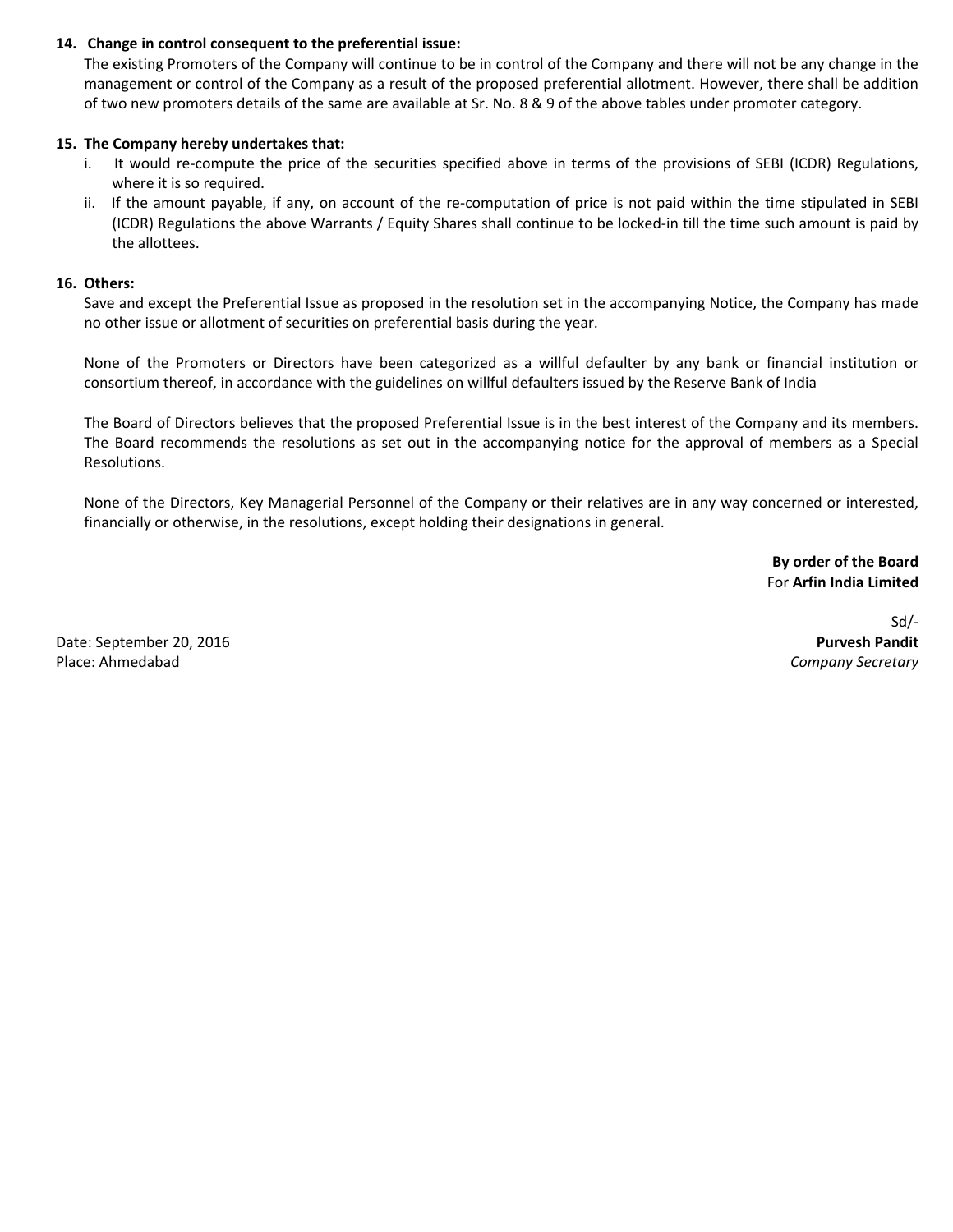**14. Change in control consequent to the preferential issue:**

The existing Promoters of the Company will continue to be in control of the Company and there will not be any change in the management or control of the Company as a result of the proposed preferential allotment. However, there shall be addition of two new promoters details of the same are available at Sr. No. 8 & 9 of the above tables under promoter category.

**15. The Company hereby undertakes that:**

i. It would re-compute the price of the securities specified above in terms of the provisions of SEBI (ICDR) Regulations, where it is so required.

ii. If the amount payable, if any, on account of the re-computation of price is not paid within the time stipulated in SEBI (ICDR) Regulations the above Warrants / Equity Shares shall continue to be locked-in till the time such amount is paid by the allottees.

**16. Others:**

Save and except the Preferential Issue as proposed in the resolution set in the accompanying Notice, the Company has made no other issue or allotment of securities on preferential basis during the year.

None of the Promoters or Directors have been categorized as a willful defaulter by any bank or financial institution or consortium thereof, in accordance with the guidelines on willful defaulters issued by the Reserve Bank of India

The Board of Directors believes that the proposed Preferential Issue is in the best interest of the Company and its members. The Board recommends the resolutions as set out in the accompanying notice for the approval of members as a Special Resolutions.

None of the Directors, Key Managerial Personnel of the Company or their relatives are in any way concerned or interested, financially or otherwise, in the resolutions, except holding their designations in general.

**By order of the Board**
For **Arfin India Limited**

Sd/-
**Purvesh Pandit**
*Company Secretary*

Date: September 20, 2016
Place: Ahmedabad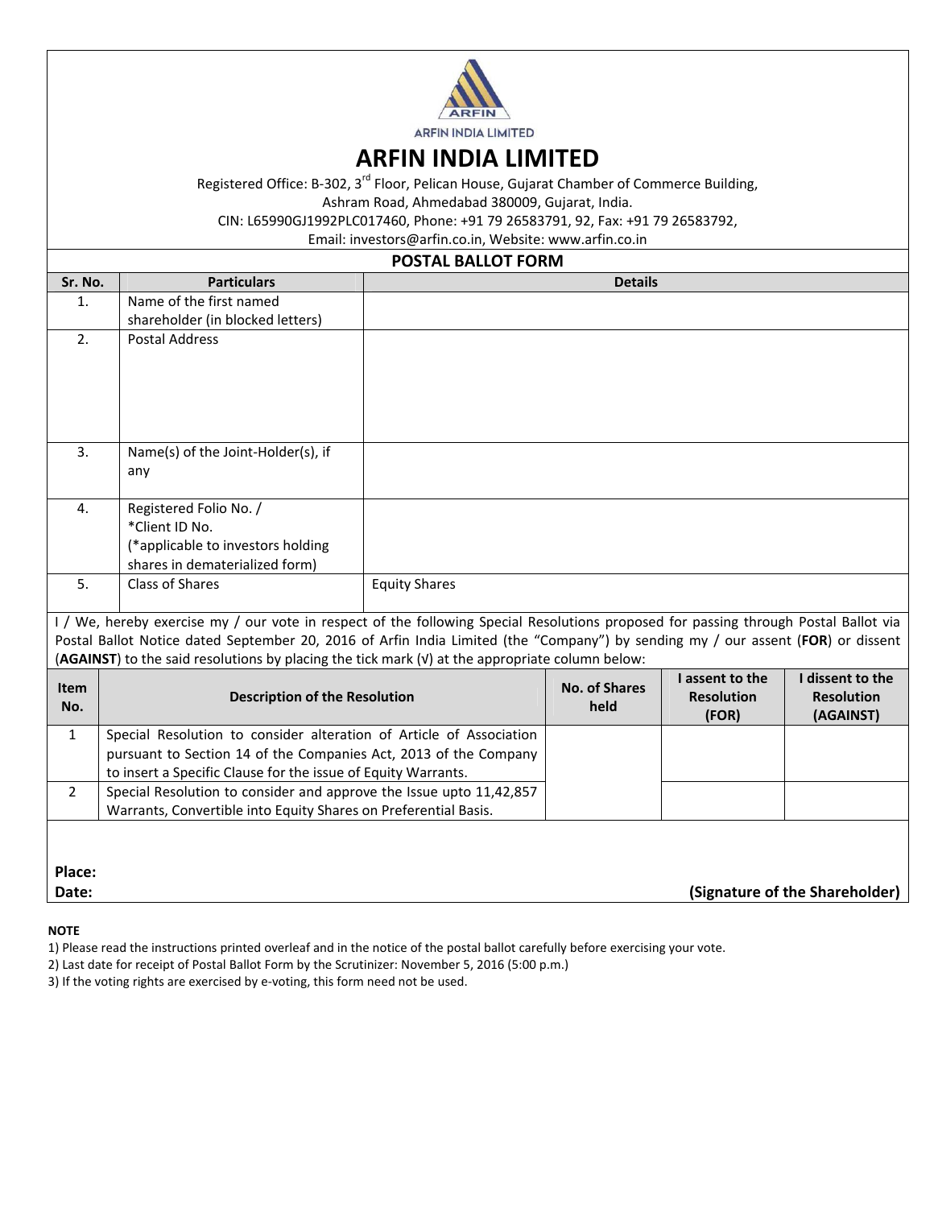ARFIN INDIA LIMITED

# ARFIN INDIA LIMITED

Registered Office: B-302, 3rd Floor, Pelican House, Gujarat Chamber of Commerce Building, Ashram Road, Ahmedabad 380009, Gujarat, India.
CIN: L65990GJ1992PLC017460, Phone: +91 79 26583791, 92, Fax: +91 79 26583792,
Email: investors@arfin.co.in, Website: www.arfin.co.in

## POSTAL BALLOT FORM

| Sr. No. | Particulars | Details |
|---|---|---|
| 1. | Name of the first named shareholder (in blocked letters) | |
| 2. | Postal Address | |
| 3. | Name(s) of the Joint-Holder(s), if any | |
| 4. | Registered Folio No. / *Client ID No. (*applicable to investors holding shares in dematerialized form) | |
| 5. | Class of Shares | Equity Shares |

I / We, hereby exercise my / our vote in respect of the following Special Resolutions proposed for passing through Postal Ballot via Postal Ballot Notice dated September 20, 2016 of Arfin India Limited (the "Company") by sending my / our assent (**FOR**) or dissent (**AGAINST**) to the said resolutions by placing the tick mark (√) at the appropriate column below:

| Item No. | Description of the Resolution | No. of Shares held | I assent to the Resolution (FOR) | I dissent to the Resolution (AGAINST) |
|---|---|---|---|---|
| 1 | Special Resolution to consider alteration of Article of Association pursuant to Section 14 of the Companies Act, 2013 of the Company to insert a Specific Clause for the issue of Equity Warrants. | | | |
| 2 | Special Resolution to consider and approve the Issue upto 11,42,857 Warrants, Convertible into Equity Shares on Preferential Basis. | | | |

**Place:**

**Date:** **(Signature of the Shareholder)**

**NOTE**

1) Please read the instructions printed overleaf and in the notice of the postal ballot carefully before exercising your vote.
2) Last date for receipt of Postal Ballot Form by the Scrutinizer: November 5, 2016 (5:00 p.m.)
3) If the voting rights are exercised by e-voting, this form need not be used.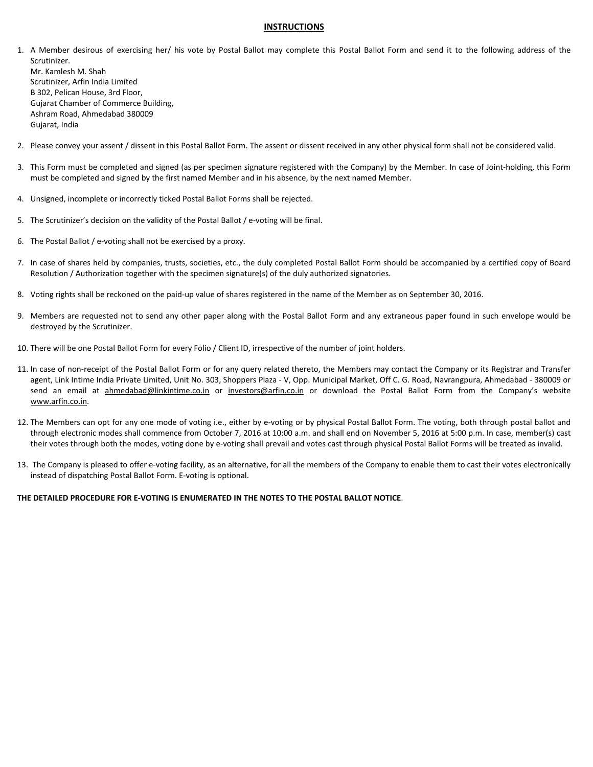## INSTRUCTIONS

1. A Member desirous of exercising her/ his vote by Postal Ballot may complete this Postal Ballot Form and send it to the following address of the Scrutinizer.
   Mr. Kamlesh M. Shah
   Scrutinizer, Arfin India Limited
   B 302, Pelican House, 3rd Floor,
   Gujarat Chamber of Commerce Building,
   Ashram Road, Ahmedabad 380009
   Gujarat, India

2. Please convey your assent / dissent in this Postal Ballot Form. The assent or dissent received in any other physical form shall not be considered valid.

3. This Form must be completed and signed (as per specimen signature registered with the Company) by the Member. In case of Joint-holding, this Form must be completed and signed by the first named Member and in his absence, by the next named Member.

4. Unsigned, incomplete or incorrectly ticked Postal Ballot Forms shall be rejected.

5. The Scrutinizer's decision on the validity of the Postal Ballot / e-voting will be final.

6. The Postal Ballot / e-voting shall not be exercised by a proxy.

7. In case of shares held by companies, trusts, societies, etc., the duly completed Postal Ballot Form should be accompanied by a certified copy of Board Resolution / Authorization together with the specimen signature(s) of the duly authorized signatories.

8. Voting rights shall be reckoned on the paid-up value of shares registered in the name of the Member as on September 30, 2016.

9. Members are requested not to send any other paper along with the Postal Ballot Form and any extraneous paper found in such envelope would be destroyed by the Scrutinizer.

10. There will be one Postal Ballot Form for every Folio / Client ID, irrespective of the number of joint holders.

11. In case of non-receipt of the Postal Ballot Form or for any query related thereto, the Members may contact the Company or its Registrar and Transfer agent, Link Intime India Private Limited, Unit No. 303, Shoppers Plaza - V, Opp. Municipal Market, Off C. G. Road, Navrangpura, Ahmedabad - 380009 or send an email at ahmedabad@linkintime.co.in or investors@arfin.co.in or download the Postal Ballot Form from the Company's website www.arfin.co.in.

12. The Members can opt for any one mode of voting i.e., either by e-voting or by physical Postal Ballot Form. The voting, both through postal ballot and through electronic modes shall commence from October 7, 2016 at 10:00 a.m. and shall end on November 5, 2016 at 5:00 p.m. In case, member(s) cast their votes through both the modes, voting done by e-voting shall prevail and votes cast through physical Postal Ballot Forms will be treated as invalid.

13. The Company is pleased to offer e-voting facility, as an alternative, for all the members of the Company to enable them to cast their votes electronically instead of dispatching Postal Ballot Form. E-voting is optional.

**THE DETAILED PROCEDURE FOR E-VOTING IS ENUMERATED IN THE NOTES TO THE POSTAL BALLOT NOTICE**.